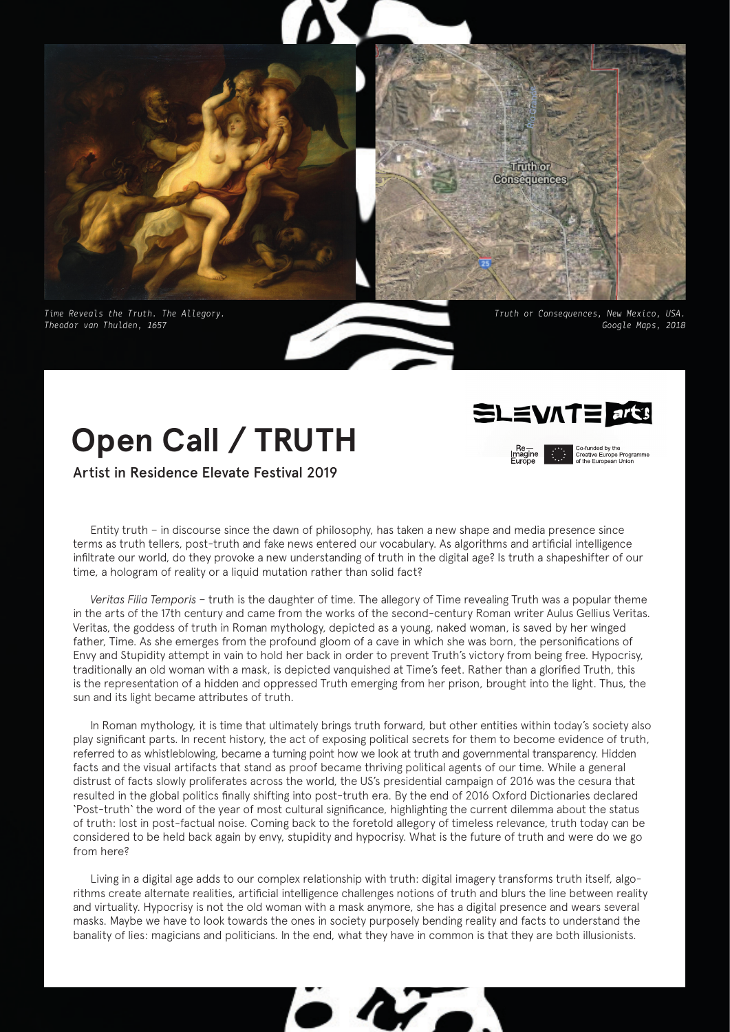*Time Reveals the Truth. The Allegory.*
*Theodor van Thulden, 1657*

*Truth or Consequences, New Mexico, USA.*
*Google Maps, 2018*

# Open Call / TRUTH

## Artist in Residence Elevate Festival 2019

Entity truth – in discourse since the dawn of philosophy, has taken a new shape and media presence since terms as truth tellers, post-truth and fake news entered our vocabulary. As algorithms and artificial intelligence infiltrate our world, do they provoke a new understanding of truth in the digital age? Is truth a shapeshifter of our time, a hologram of reality or a liquid mutation rather than solid fact?

*Veritas Filia Temporis* – truth is the daughter of time. The allegory of Time revealing Truth was a popular theme in the arts of the 17th century and came from the works of the second-century Roman writer Aulus Gellius Veritas. Veritas, the goddess of truth in Roman mythology, depicted as a young, naked woman, is saved by her winged father, Time. As she emerges from the profound gloom of a cave in which she was born, the personifications of Envy and Stupidity attempt in vain to hold her back in order to prevent Truth's victory from being free. Hypocrisy, traditionally an old woman with a mask, is depicted vanquished at Time's feet. Rather than a glorified Truth, this is the representation of a hidden and oppressed Truth emerging from her prison, brought into the light. Thus, the sun and its light became attributes of truth.

In Roman mythology, it is time that ultimately brings truth forward, but other entities within today's society also play significant parts. In recent history, the act of exposing political secrets for them to become evidence of truth, referred to as whistleblowing, became a turning point how we look at truth and governmental transparency. Hidden facts and the visual artifacts that stand as proof became thriving political agents of our time. While a general distrust of facts slowly proliferates across the world, the US's presidential campaign of 2016 was the cesura that resulted in the global politics finally shifting into post-truth era. By the end of 2016 Oxford Dictionaries declared `Post-truth` the word of the year of most cultural significance, highlighting the current dilemma about the status of truth: lost in post-factual noise. Coming back to the foretold allegory of timeless relevance, truth today can be considered to be held back again by envy, stupidity and hypocrisy. What is the future of truth and were do we go from here?

Living in a digital age adds to our complex relationship with truth: digital imagery transforms truth itself, algorithms create alternate realities, artificial intelligence challenges notions of truth and blurs the line between reality and virtuality. Hypocrisy is not the old woman with a mask anymore, she has a digital presence and wears several masks. Maybe we have to look towards the ones in society purposely bending reality and facts to understand the banality of lies: magicians and politicians. In the end, what they have in common is that they are both illusionists.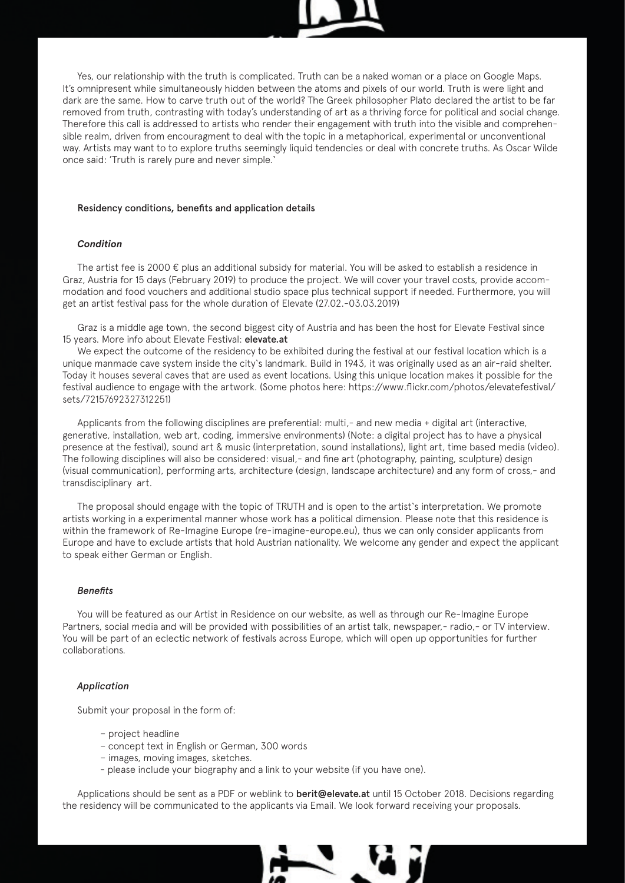Yes, our relationship with the truth is complicated. Truth can be a naked woman or a place on Google Maps. It's omnipresent while simultaneously hidden between the atoms and pixels of our world. Truth is were light and dark are the same. How to carve truth out of the world? The Greek philosopher Plato declared the artist to be far removed from truth, contrasting with today's understanding of art as a thriving force for political and social change. Therefore this call is addressed to artists who render their engagement with truth into the visible and comprehensible realm, driven from encouragment to deal with the topic in a metaphorical, experimental or unconventional way. Artists may want to to explore truths seemingly liquid tendencies or deal with concrete truths. As Oscar Wilde once said: 'Truth is rarely pure and never simple.`

## Residency conditions, benefits and application details

### *Condition*

The artist fee is 2000 € plus an additional subsidy for material. You will be asked to establish a residence in Graz, Austria for 15 days (February 2019) to produce the project. We will cover your travel costs, provide accommodation and food vouchers and additional studio space plus technical support if needed. Furthermore, you will get an artist festival pass for the whole duration of Elevate (27.02.-03.03.2019)

Graz is a middle age town, the second biggest city of Austria and has been the host for Elevate Festival since 15 years. More info about Elevate Festival: **elevate.at**

We expect the outcome of the residency to be exhibited during the festival at our festival location which is a unique manmade cave system inside the city`s landmark. Build in 1943, it was originally used as an air-raid shelter. Today it houses several caves that are used as event locations. Using this unique location makes it possible for the festival audience to engage with the artwork. (Some photos here: https://www.flickr.com/photos/elevatefestival/sets/72157692327312251)

Applicants from the following disciplines are preferential: multi,- and new media + digital art (interactive, generative, installation, web art, coding, immersive environments) (Note: a digital project has to have a physical presence at the festival), sound art & music (interpretation, sound installations), light art, time based media (video). The following disciplines will also be considered: visual,- and fine art (photography, painting, sculpture) design (visual communication), performing arts, architecture (design, landscape architecture) and any form of cross,- and transdisciplinary art.

The proposal should engage with the topic of TRUTH and is open to the artist`s interpretation. We promote artists working in a experimental manner whose work has a political dimension. Please note that this residence is within the framework of Re-Imagine Europe (re-imagine-europe.eu), thus we can only consider applicants from Europe and have to exclude artists that hold Austrian nationality. We welcome any gender and expect the applicant to speak either German or English.

### *Benefits*

You will be featured as our Artist in Residence on our website, as well as through our Re-Imagine Europe Partners, social media and will be provided with possibilities of an artist talk, newspaper,- radio,- or TV interview. You will be part of an eclectic network of festivals across Europe, which will open up opportunities for further collaborations.

### *Application*

Submit your proposal in the form of:

- project headline
- concept text in English or German, 300 words
- images, moving images, sketches.
- please include your biography and a link to your website (if you have one).

Applications should be sent as a PDF or weblink to **berit@elevate.at** until 15 October 2018. Decisions regarding the residency will be communicated to the applicants via Email. We look forward receiving your proposals.